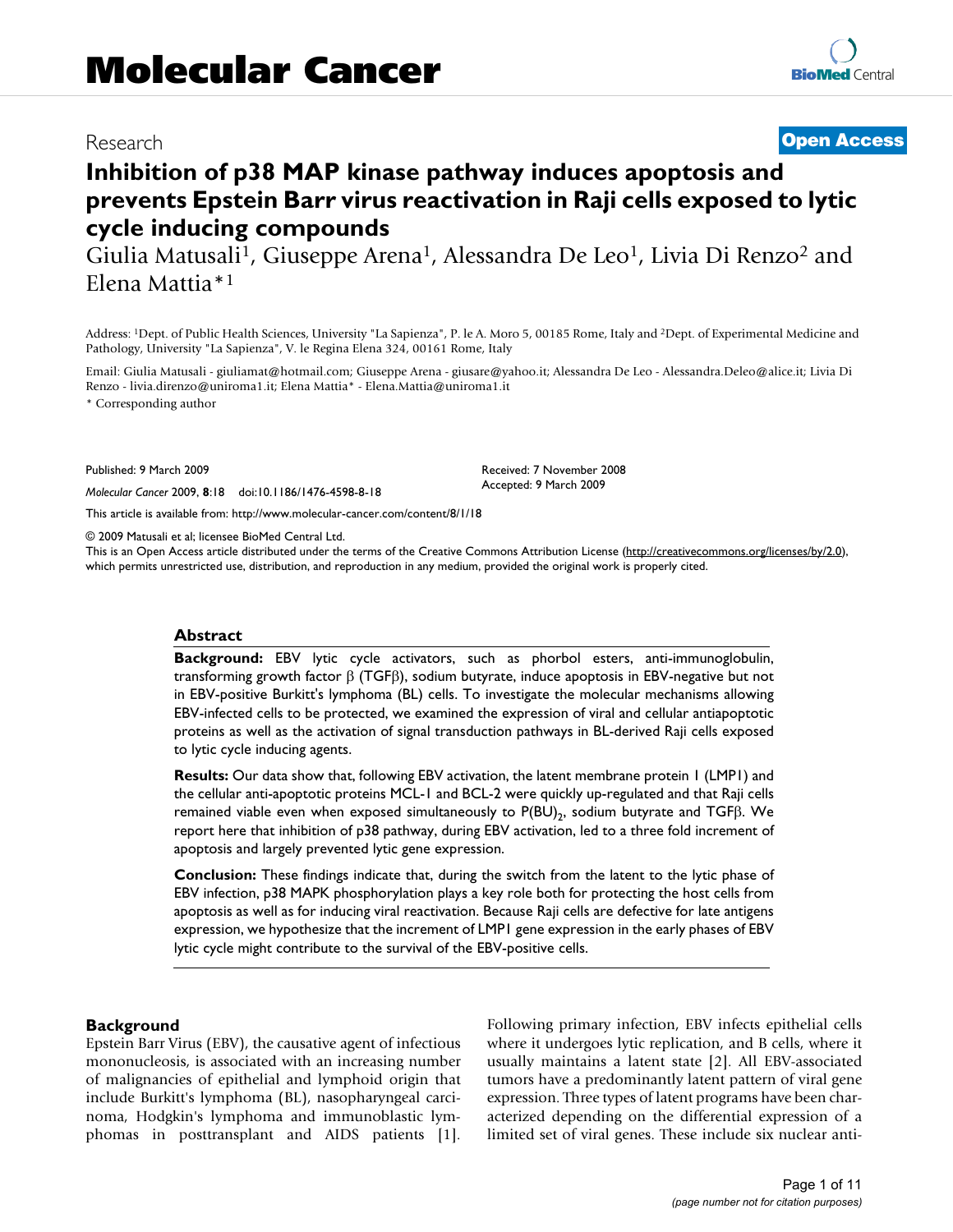Molecular Cancer

Research

**Open Access**

# Inhibition of p38 MAP kinase pathway induces apoptosis and prevents Epstein Barr virus reactivation in Raji cells exposed to lytic cycle inducing compounds

Giulia Matusali[1], Giuseppe Arena[1], Alessandra De Leo[1], Livia Di Renzo[2] and Elena Mattia*[1]

Address: [1]Dept. of Public Health Sciences, University "La Sapienza", P. le A. Moro 5, 00185 Rome, Italy and [2]Dept. of Experimental Medicine and Pathology, University "La Sapienza", V. le Regina Elena 324, 00161 Rome, Italy

Email: Giulia Matusali - giuliamat@hotmail.com; Giuseppe Arena - giusare@yahoo.it; Alessandra De Leo - Alessandra.Deleo@alice.it; Livia Di Renzo - livia.direnzo@uniroma1.it; Elena Mattia* - Elena.Mattia@uniroma1.it

\* Corresponding author

Published: 9 March 2009

*Molecular Cancer* 2009, **8**:18 doi:10.1186/1476-4598-8-18

Received: 7 November 2008

Accepted: 9 March 2009

This article is available from: http://www.molecular-cancer.com/content/8/1/18

© 2009 Matusali et al; licensee BioMed Central Ltd.

This is an Open Access article distributed under the terms of the Creative Commons Attribution License (http://creativecommons.org/licenses/by/2.0), which permits unrestricted use, distribution, and reproduction in any medium, provided the original work is properly cited.

## Abstract

**Background:** EBV lytic cycle activators, such as phorbol esters, anti-immunoglobulin, transforming growth factor β (TGFβ), sodium butyrate, induce apoptosis in EBV-negative but not in EBV-positive Burkitt's lymphoma (BL) cells. To investigate the molecular mechanisms allowing EBV-infected cells to be protected, we examined the expression of viral and cellular antiapoptotic proteins as well as the activation of signal transduction pathways in BL-derived Raji cells exposed to lytic cycle inducing agents.

**Results:** Our data show that, following EBV activation, the latent membrane protein 1 (LMP1) and the cellular anti-apoptotic proteins MCL-1 and BCL-2 were quickly up-regulated and that Raji cells remained viable even when exposed simultaneously to $P(BU)_2$, sodium butyrate and TGFβ. We report here that inhibition of p38 pathway, during EBV activation, led to a three fold increment of apoptosis and largely prevented lytic gene expression.

**Conclusion:** These findings indicate that, during the switch from the latent to the lytic phase of EBV infection, p38 MAPK phosphorylation plays a key role both for protecting the host cells from apoptosis as well as for inducing viral reactivation. Because Raji cells are defective for late antigens expression, we hypothesize that the increment of LMP1 gene expression in the early phases of EBV lytic cycle might contribute to the survival of the EBV-positive cells.

## Background

Epstein Barr Virus (EBV), the causative agent of infectious mononucleosis, is associated with an increasing number of malignancies of epithelial and lymphoid origin that include Burkitt's lymphoma (BL), nasopharyngeal carcinoma, Hodgkin's lymphoma and immunoblastic lymphomas in posttransplant and AIDS patients [1]. Following primary infection, EBV infects epithelial cells where it undergoes lytic replication, and B cells, where it usually maintains a latent state [2]. All EBV-associated tumors have a predominantly latent pattern of viral gene expression. Three types of latent programs have been characterized depending on the differential expression of a limited set of viral genes. These include six nuclear anti-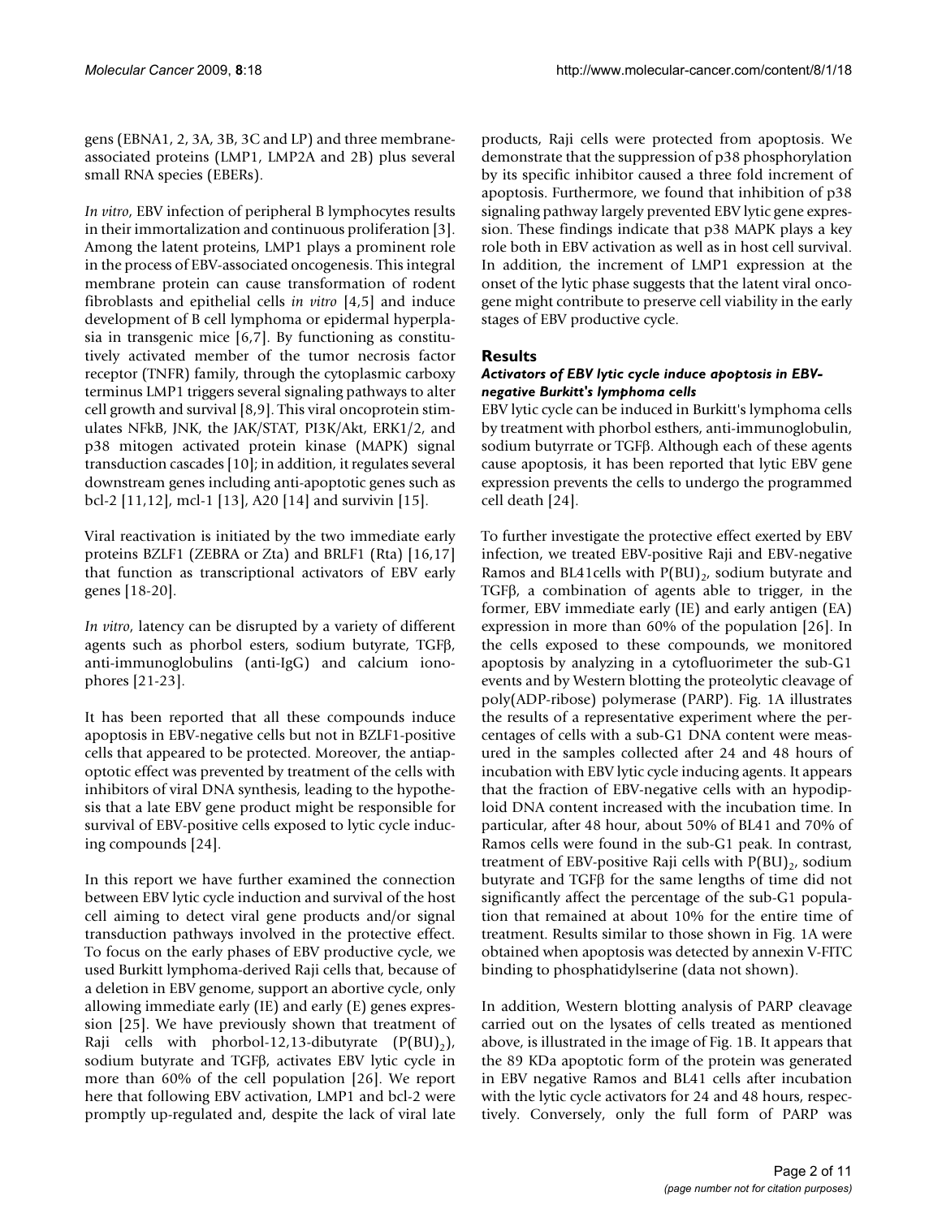gens (EBNA1, 2, 3A, 3B, 3C and LP) and three membrane-associated proteins (LMP1, LMP2A and 2B) plus several small RNA species (EBERs).

*In vitro*, EBV infection of peripheral B lymphocytes results in their immortalization and continuous proliferation [3]. Among the latent proteins, LMP1 plays a prominent role in the process of EBV-associated oncogenesis. This integral membrane protein can cause transformation of rodent fibroblasts and epithelial cells *in vitro* [4,5] and induce development of B cell lymphoma or epidermal hyperplasia in transgenic mice [6,7]. By functioning as constitutively activated member of the tumor necrosis factor receptor (TNFR) family, through the cytoplasmic carboxy terminus LMP1 triggers several signaling pathways to alter cell growth and survival [8,9]. This viral oncoprotein stimulates NFkB, JNK, the JAK/STAT, PI3K/Akt, ERK1/2, and p38 mitogen activated protein kinase (MAPK) signal transduction cascades [10]; in addition, it regulates several downstream genes including anti-apoptotic genes such as bcl-2 [11,12], mcl-1 [13], A20 [14] and survivin [15].

Viral reactivation is initiated by the two immediate early proteins BZLF1 (ZEBRA or Zta) and BRLF1 (Rta) [16,17] that function as transcriptional activators of EBV early genes [18-20].

*In vitro*, latency can be disrupted by a variety of different agents such as phorbol esters, sodium butyrate, TGFβ, anti-immunoglobulins (anti-IgG) and calcium ionophores [21-23].

It has been reported that all these compounds induce apoptosis in EBV-negative cells but not in BZLF1-positive cells that appeared to be protected. Moreover, the antiapoptotic effect was prevented by treatment of the cells with inhibitors of viral DNA synthesis, leading to the hypothesis that a late EBV gene product might be responsible for survival of EBV-positive cells exposed to lytic cycle inducing compounds [24].

In this report we have further examined the connection between EBV lytic cycle induction and survival of the host cell aiming to detect viral gene products and/or signal transduction pathways involved in the protective effect. To focus on the early phases of EBV productive cycle, we used Burkitt lymphoma-derived Raji cells that, because of a deletion in EBV genome, support an abortive cycle, only allowing immediate early (IE) and early (E) genes expression [25]. We have previously shown that treatment of Raji cells with phorbol-12,13-dibutyrate ($P(BU)_2$), sodium butyrate and TGFβ, activates EBV lytic cycle in more than 60% of the cell population [26]. We report here that following EBV activation, LMP1 and bcl-2 were promptly up-regulated and, despite the lack of viral late products, Raji cells were protected from apoptosis. We demonstrate that the suppression of p38 phosphorylation by its specific inhibitor caused a three fold increment of apoptosis. Furthermore, we found that inhibition of p38 signaling pathway largely prevented EBV lytic gene expression. These findings indicate that p38 MAPK plays a key role both in EBV activation as well as in host cell survival. In addition, the increment of LMP1 expression at the onset of the lytic phase suggests that the latent viral oncogene might contribute to preserve cell viability in the early stages of EBV productive cycle.

## Results

### *Activators of EBV lytic cycle induce apoptosis in EBV-negative Burkitt's lymphoma cells*

EBV lytic cycle can be induced in Burkitt's lymphoma cells by treatment with phorbol esthers, anti-immunoglobulin, sodium butyrrate or TGFβ. Although each of these agents cause apoptosis, it has been reported that lytic EBV gene expression prevents the cells to undergo the programmed cell death [24].

To further investigate the protective effect exerted by EBV infection, we treated EBV-positive Raji and EBV-negative Ramos and BL41cells with $P(BU)_2$, sodium butyrate and TGFβ, a combination of agents able to trigger, in the former, EBV immediate early (IE) and early antigen (EA) expression in more than 60% of the population [26]. In the cells exposed to these compounds, we monitored apoptosis by analyzing in a cytofluorimeter the sub-G1 events and by Western blotting the proteolytic cleavage of poly(ADP-ribose) polymerase (PARP). Fig. 1A illustrates the results of a representative experiment where the percentages of cells with a sub-G1 DNA content were measured in the samples collected after 24 and 48 hours of incubation with EBV lytic cycle inducing agents. It appears that the fraction of EBV-negative cells with an hypodiploid DNA content increased with the incubation time. In particular, after 48 hour, about 50% of BL41 and 70% of Ramos cells were found in the sub-G1 peak. In contrast, treatment of EBV-positive Raji cells with $P(BU)_2$, sodium butyrate and TGFβ for the same lengths of time did not significantly affect the percentage of the sub-G1 population that remained at about 10% for the entire time of treatment. Results similar to those shown in Fig. 1A were obtained when apoptosis was detected by annexin V-FITC binding to phosphatidylserine (data not shown).

In addition, Western blotting analysis of PARP cleavage carried out on the lysates of cells treated as mentioned above, is illustrated in the image of Fig. 1B. It appears that the 89 KDa apoptotic form of the protein was generated in EBV negative Ramos and BL41 cells after incubation with the lytic cycle activators for 24 and 48 hours, respectively. Conversely, only the full form of PARP was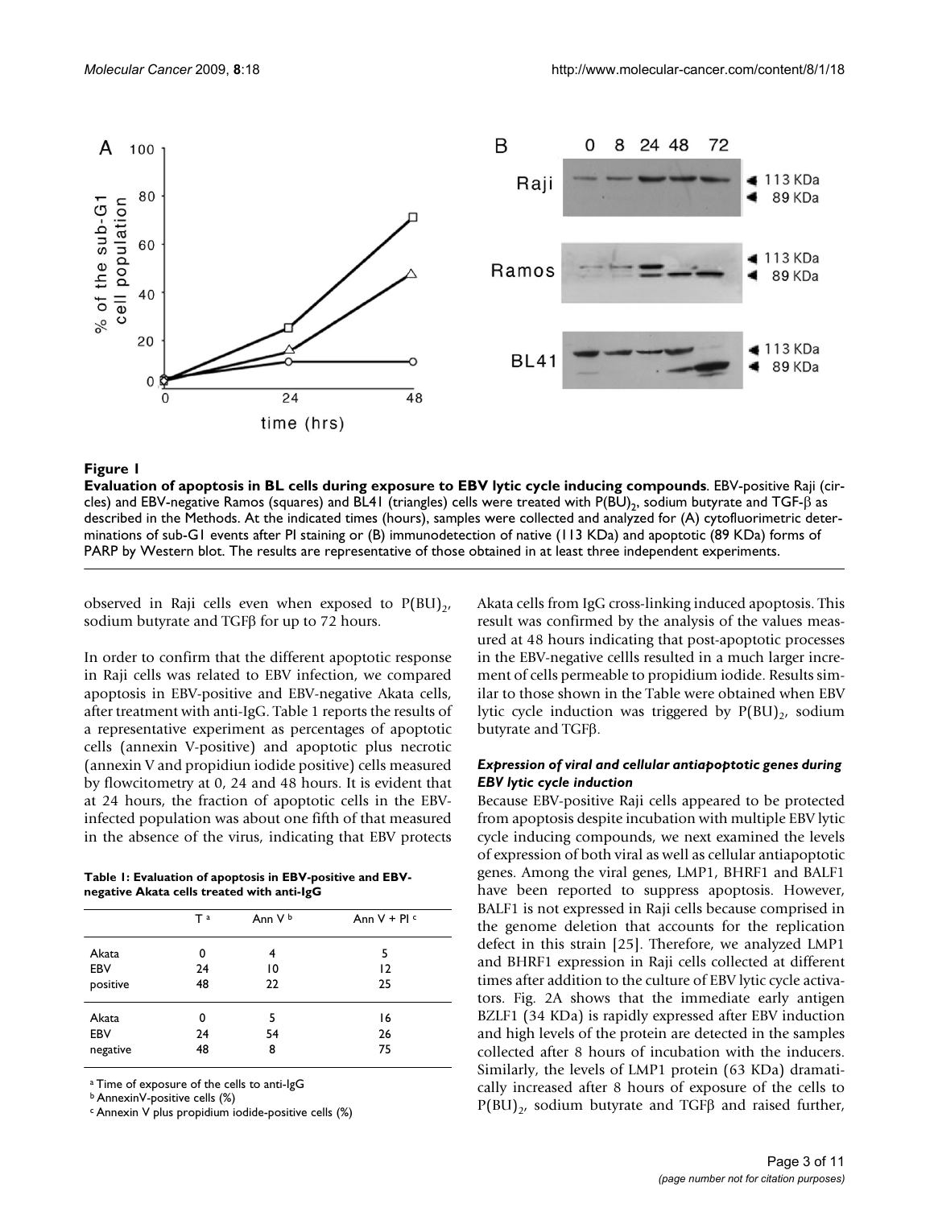**Figure 1**

**Evaluation of apoptosis in BL cells during exposure to EBV lytic cycle inducing compounds**. EBV-positive Raji (circles) and EBV-negative Ramos (squares) and BL41 (triangles) cells were treated with $P(BU)_2$, sodium butyrate and TGF-β as described in the Methods. At the indicated times (hours), samples were collected and analyzed for (A) cytofluorimetric determinations of sub-G1 events after PI staining or (B) immunodetection of native (113 KDa) and apoptotic (89 KDa) forms of PARP by Western blot. The results are representative of those obtained in at least three independent experiments.

observed in Raji cells even when exposed to $P(BU)_2$, sodium butyrate and TGFβ for up to 72 hours.

In order to confirm that the different apoptotic response in Raji cells was related to EBV infection, we compared apoptosis in EBV-positive and EBV-negative Akata cells, after treatment with anti-IgG. Table 1 reports the results of a representative experiment as percentages of apoptotic cells (annexin V-positive) and apoptotic plus necrotic (annexin V and propidiun iodide positive) cells measured by flowcitometry at 0, 24 and 48 hours. It is evident that at 24 hours, the fraction of apoptotic cells in the EBV-infected population was about one fifth of that measured in the absence of the virus, indicating that EBV protects Akata cells from IgG cross-linking induced apoptosis. This result was confirmed by the analysis of the values measured at 48 hours indicating that post-apoptotic processes in the EBV-negative cellls resulted in a much larger increment of cells permeable to propidium iodide. Results similar to those shown in the Table were obtained when EBV lytic cycle induction was triggered by $P(BU)_2$, sodium butyrate and TGFβ.

**Table 1: Evaluation of apoptosis in EBV-positive and EBV-negative Akata cells treated with anti-IgG**

| | T [a] | Ann V [b] | Ann V + PI [c] |
|---|---|---|---|
| Akata EBV positive | 0 | 4 | 5 |
| | 24 | 10 | 12 |
| | 48 | 22 | 25 |
| Akata EBV negative | 0 | 5 | 16 |
| | 24 | 54 | 26 |
| | 48 | 8 | 75 |

[a] Time of exposure of the cells to anti-IgG
[b] AnnexinV-positive cells (%)
[c] Annexin V plus propidium iodide-positive cells (%)

### *Expression of viral and cellular antiapoptotic genes during EBV lytic cycle induction*

Because EBV-positive Raji cells appeared to be protected from apoptosis despite incubation with multiple EBV lytic cycle inducing compounds, we next examined the levels of expression of both viral as well as cellular antiapoptotic genes. Among the viral genes, LMP1, BHRF1 and BALF1 have been reported to suppress apoptosis. However, BALF1 is not expressed in Raji cells because comprised in the genome deletion that accounts for the replication defect in this strain [25]. Therefore, we analyzed LMP1 and BHRF1 expression in Raji cells collected at different times after addition to the culture of EBV lytic cycle activators. Fig. 2A shows that the immediate early antigen BZLF1 (34 KDa) is rapidly expressed after EBV induction and high levels of the protein are detected in the samples collected after 8 hours of incubation with the inducers. Similarly, the levels of LMP1 protein (63 KDa) dramatically increased after 8 hours of exposure of the cells to $P(BU)_2$, sodium butyrate and TGFβ and raised further,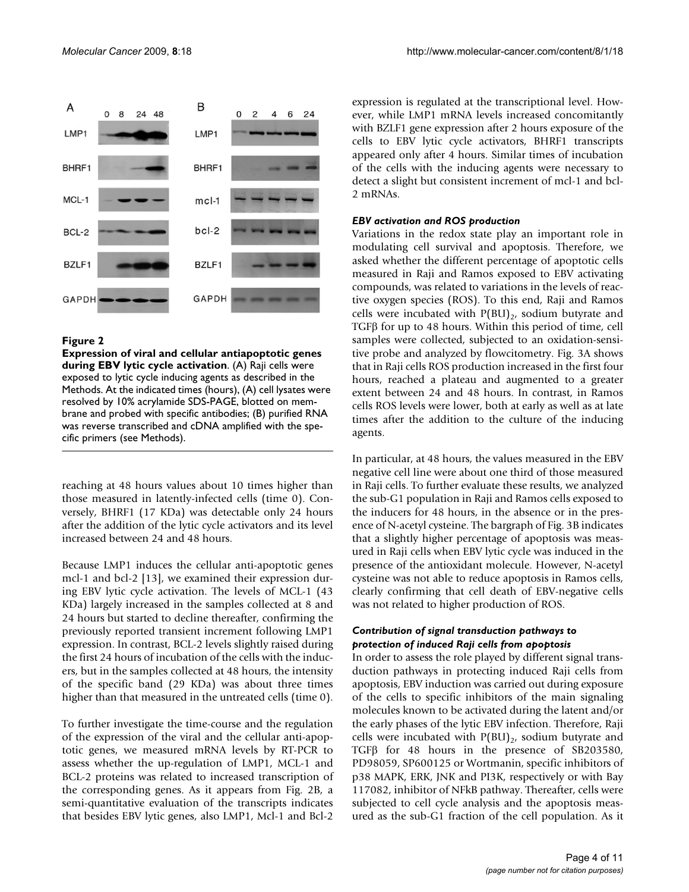**Figure 2**

**Expression of viral and cellular antiapoptotic genes during EBV lytic cycle activation**. (A) Raji cells were exposed to lytic cycle inducing agents as described in the Methods. At the indicated times (hours), (A) cell lysates were resolved by 10% acrylamide SDS-PAGE, blotted on membrane and probed with specific antibodies; (B) purified RNA was reverse transcribed and cDNA amplified with the specific primers (see Methods).

reaching at 48 hours values about 10 times higher than those measured in latently-infected cells (time 0). Conversely, BHRF1 (17 KDa) was detectable only 24 hours after the addition of the lytic cycle activators and its level increased between 24 and 48 hours.

Because LMP1 induces the cellular anti-apoptotic genes mcl-1 and bcl-2 [13], we examined their expression during EBV lytic cycle activation. The levels of MCL-1 (43 KDa) largely increased in the samples collected at 8 and 24 hours but started to decline thereafter, confirming the previously reported transient increment following LMP1 expression. In contrast, BCL-2 levels slightly raised during the first 24 hours of incubation of the cells with the inducers, but in the samples collected at 48 hours, the intensity of the specific band (29 KDa) was about three times higher than that measured in the untreated cells (time 0).

To further investigate the time-course and the regulation of the expression of the viral and the cellular anti-apoptotic genes, we measured mRNA levels by RT-PCR to assess whether the up-regulation of LMP1, MCL-1 and BCL-2 proteins was related to increased transcription of the corresponding genes. As it appears from Fig. 2B, a semi-quantitative evaluation of the transcripts indicates that besides EBV lytic genes, also LMP1, Mcl-1 and Bcl-2 expression is regulated at the transcriptional level. However, while LMP1 mRNA levels increased concomitantly with BZLF1 gene expression after 2 hours exposure of the cells to EBV lytic cycle activators, BHRF1 transcripts appeared only after 4 hours. Similar times of incubation of the cells with the inducing agents were necessary to detect a slight but consistent increment of mcl-1 and bcl-2 mRNAs.

### *EBV activation and ROS production*

Variations in the redox state play an important role in modulating cell survival and apoptosis. Therefore, we asked whether the different percentage of apoptotic cells measured in Raji and Ramos exposed to EBV activating compounds, was related to variations in the levels of reactive oxygen species (ROS). To this end, Raji and Ramos cells were incubated with $P(BU)_2$, sodium butyrate and TGFβ for up to 48 hours. Within this period of time, cell samples were collected, subjected to an oxidation-sensitive probe and analyzed by flowcitometry. Fig. 3A shows that in Raji cells ROS production increased in the first four hours, reached a plateau and augmented to a greater extent between 24 and 48 hours. In contrast, in Ramos cells ROS levels were lower, both at early as well as at late times after the addition to the culture of the inducing agents.

In particular, at 48 hours, the values measured in the EBV negative cell line were about one third of those measured in Raji cells. To further evaluate these results, we analyzed the sub-G1 population in Raji and Ramos cells exposed to the inducers for 48 hours, in the absence or in the presence of N-acetyl cysteine. The bargraph of Fig. 3B indicates that a slightly higher percentage of apoptosis was measured in Raji cells when EBV lytic cycle was induced in the presence of the antioxidant molecule. However, N-acetyl cysteine was not able to reduce apoptosis in Ramos cells, clearly confirming that cell death of EBV-negative cells was not related to higher production of ROS.

### *Contribution of signal transduction pathways to protection of induced Raji cells from apoptosis*

In order to assess the role played by different signal transduction pathways in protecting induced Raji cells from apoptosis, EBV induction was carried out during exposure of the cells to specific inhibitors of the main signaling molecules known to be activated during the latent and/or the early phases of the lytic EBV infection. Therefore, Raji cells were incubated with $P(BU)_2$, sodium butyrate and TGFβ for 48 hours in the presence of SB203580, PD98059, SP600125 or Wortmanin, specific inhibitors of p38 MAPK, ERK, JNK and PI3K, respectively or with Bay 117082, inhibitor of NFkB pathway. Thereafter, cells were subjected to cell cycle analysis and the apoptosis measured as the sub-G1 fraction of the cell population. As it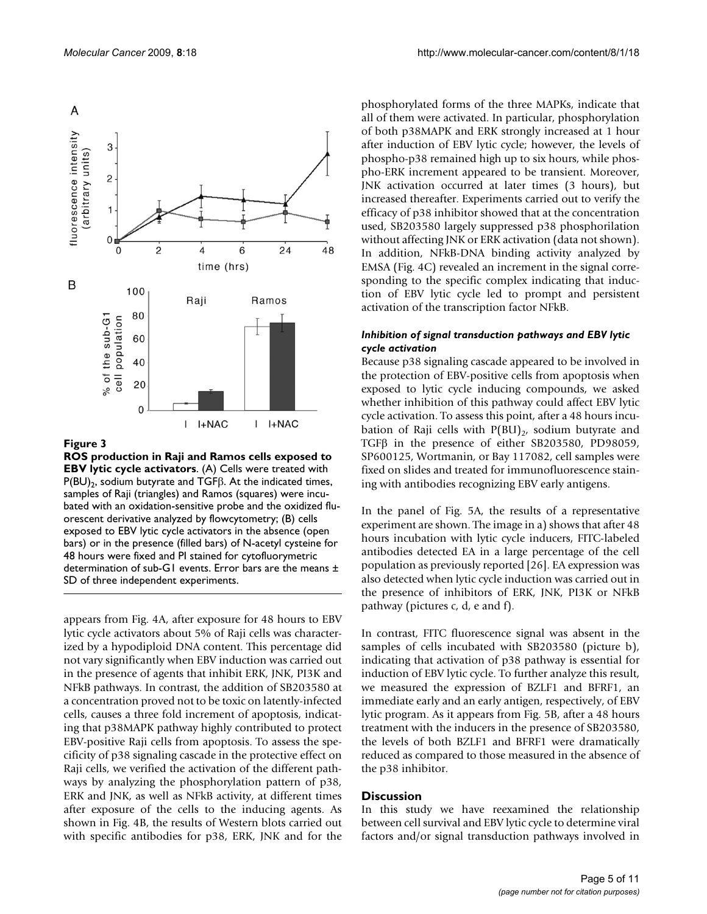**Figure 3**

**ROS production in Raji and Ramos cells exposed to EBV lytic cycle activators**. (A) Cells were treated with $P(BU)_2$, sodium butyrate and TGFβ. At the indicated times, samples of Raji (triangles) and Ramos (squares) were incubated with an oxidation-sensitive probe and the oxidized fluorescent derivative analyzed by flowcytometry; (B) cells exposed to EBV lytic cycle activators in the absence (open bars) or in the presence (filled bars) of N-acetyl cysteine for 48 hours were fixed and PI stained for cytofluorymetric determination of sub-G1 events. Error bars are the means ± SD of three independent experiments.

appears from Fig. 4A, after exposure for 48 hours to EBV lytic cycle activators about 5% of Raji cells was characterized by a hypodiploid DNA content. This percentage did not vary significantly when EBV induction was carried out in the presence of agents that inhibit ERK, JNK, PI3K and NFkB pathways. In contrast, the addition of SB203580 at a concentration proved not to be toxic on latently-infected cells, causes a three fold increment of apoptosis, indicating that p38MAPK pathway highly contributed to protect EBV-positive Raji cells from apoptosis. To assess the specificity of p38 signaling cascade in the protective effect on Raji cells, we verified the activation of the different pathways by analyzing the phosphorylation pattern of p38, ERK and JNK, as well as NFkB activity, at different times after exposure of the cells to the inducing agents. As shown in Fig. 4B, the results of Western blots carried out with specific antibodies for p38, ERK, JNK and for the phosphorylated forms of the three MAPKs, indicate that all of them were activated. In particular, phosphorylation of both p38MAPK and ERK strongly increased at 1 hour after induction of EBV lytic cycle; however, the levels of phospho-p38 remained high up to six hours, while phospho-ERK increment appeared to be transient. Moreover, JNK activation occurred at later times (3 hours), but increased thereafter. Experiments carried out to verify the efficacy of p38 inhibitor showed that at the concentration used, SB203580 largely suppressed p38 phosphorilation without affecting JNK or ERK activation (data not shown). In addition, NFkB-DNA binding activity analyzed by EMSA (Fig. 4C) revealed an increment in the signal corresponding to the specific complex indicating that induction of EBV lytic cycle led to prompt and persistent activation of the transcription factor NFkB.

### *Inhibition of signal transduction pathways and EBV lytic cycle activation*

Because p38 signaling cascade appeared to be involved in the protection of EBV-positive cells from apoptosis when exposed to lytic cycle inducing compounds, we asked whether inhibition of this pathway could affect EBV lytic cycle activation. To assess this point, after a 48 hours incubation of Raji cells with $P(BU)_2$, sodium butyrate and TGFβ in the presence of either SB203580, PD98059, SP600125, Wortmanin, or Bay 117082, cell samples were fixed on slides and treated for immunofluorescence staining with antibodies recognizing EBV early antigens.

In the panel of Fig. 5A, the results of a representative experiment are shown. The image in a) shows that after 48 hours incubation with lytic cycle inducers, FITC-labeled antibodies detected EA in a large percentage of the cell population as previously reported [26]. EA expression was also detected when lytic cycle induction was carried out in the presence of inhibitors of ERK, JNK, PI3K or NFkB pathway (pictures c, d, e and f).

In contrast, FITC fluorescence signal was absent in the samples of cells incubated with SB203580 (picture b), indicating that activation of p38 pathway is essential for induction of EBV lytic cycle. To further analyze this result, we measured the expression of BZLF1 and BFRF1, an immediate early and an early antigen, respectively, of EBV lytic program. As it appears from Fig. 5B, after a 48 hours treatment with the inducers in the presence of SB203580, the levels of both BZLF1 and BFRF1 were dramatically reduced as compared to those measured in the absence of the p38 inhibitor.

## Discussion

In this study we have reexamined the relationship between cell survival and EBV lytic cycle to determine viral factors and/or signal transduction pathways involved in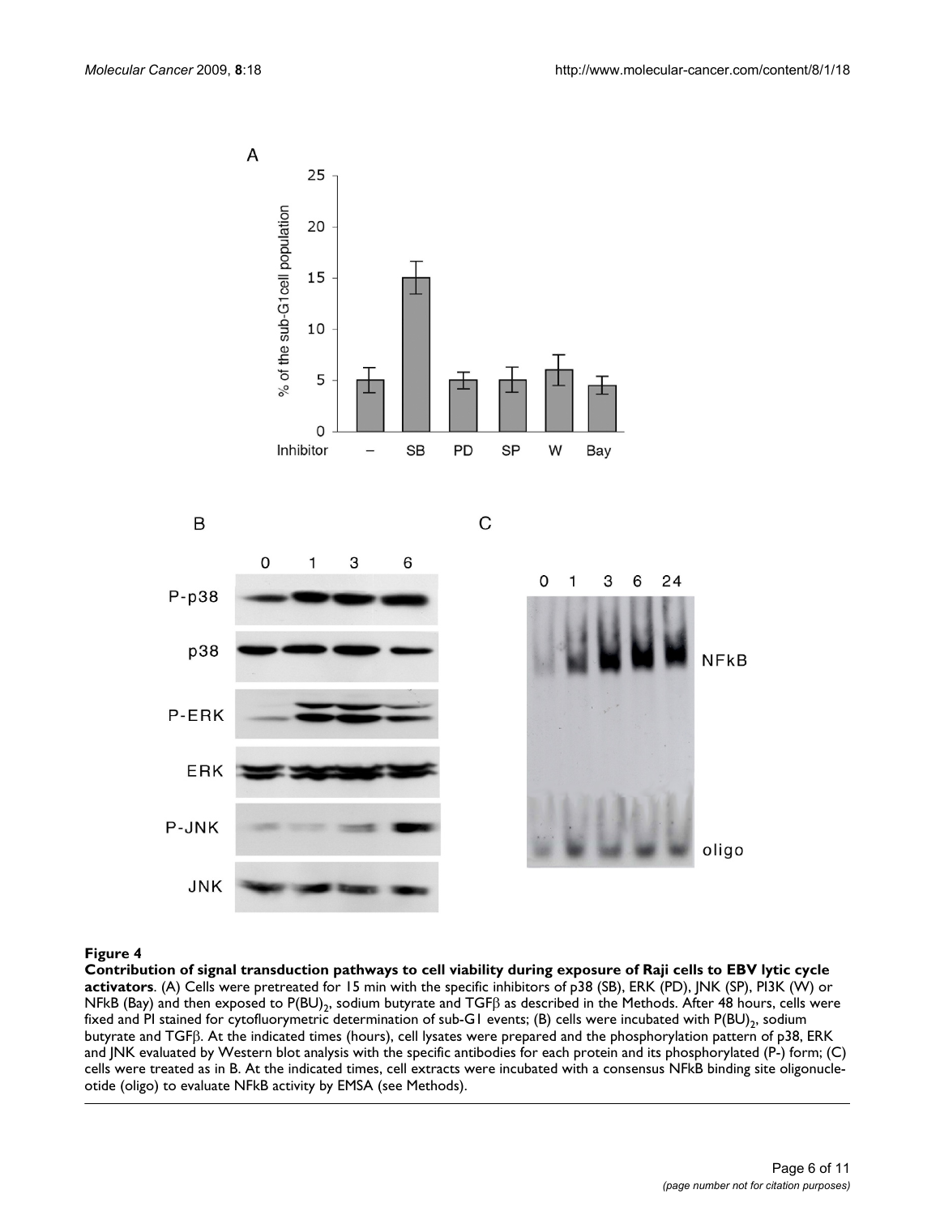**Figure 4**

**Contribution of signal transduction pathways to cell viability during exposure of Raji cells to EBV lytic cycle activators**. (A) Cells were pretreated for 15 min with the specific inhibitors of p38 (SB), ERK (PD), JNK (SP), PI3K (W) or NFkB (Bay) and then exposed to $P(BU)_2$, sodium butyrate and TGFβ as described in the Methods. After 48 hours, cells were fixed and PI stained for cytofluorymetric determination of sub-G1 events; (B) cells were incubated with $P(BU)_2$, sodium butyrate and TGFβ. At the indicated times (hours), cell lysates were prepared and the phosphorylation pattern of p38, ERK and JNK evaluated by Western blot analysis with the specific antibodies for each protein and its phosphorylated (P-) form; (C) cells were treated as in B. At the indicated times, cell extracts were incubated with a consensus NFkB binding site oligonucleotide (oligo) to evaluate NFkB activity by EMSA (see Methods).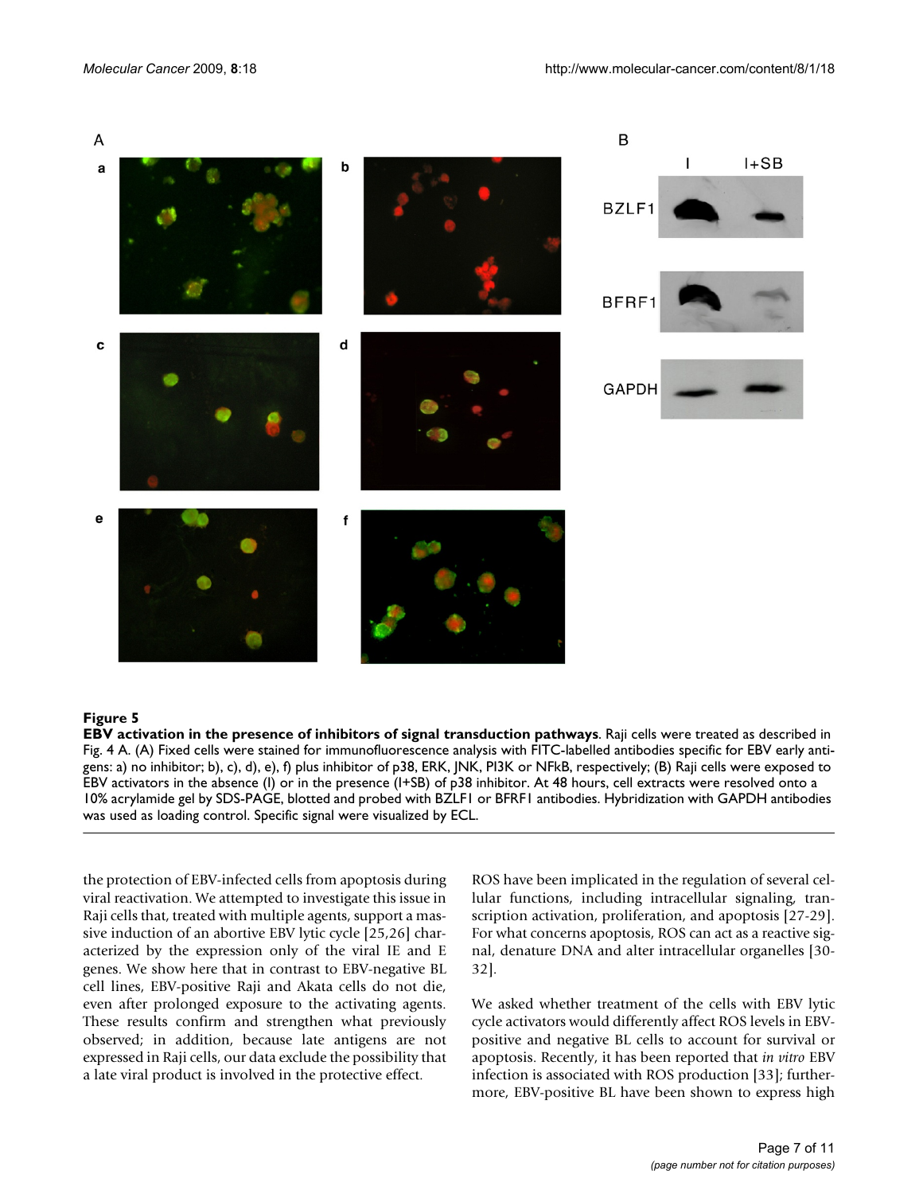**Figure 5**

**EBV activation in the presence of inhibitors of signal transduction pathways**. Raji cells were treated as described in Fig. 4 A. (A) Fixed cells were stained for immunofluorescence analysis with FITC-labelled antibodies specific for EBV early antigens: a) no inhibitor; b), c), d), e), f) plus inhibitor of p38, ERK, JNK, PI3K or NFkB, respectively; (B) Raji cells were exposed to EBV activators in the absence (I) or in the presence (I+SB) of p38 inhibitor. At 48 hours, cell extracts were resolved onto a 10% acrylamide gel by SDS-PAGE, blotted and probed with BZLF1 or BFRF1 antibodies. Hybridization with GAPDH antibodies was used as loading control. Specific signal were visualized by ECL.

the protection of EBV-infected cells from apoptosis during viral reactivation. We attempted to investigate this issue in Raji cells that, treated with multiple agents, support a massive induction of an abortive EBV lytic cycle [25,26] characterized by the expression only of the viral IE and E genes. We show here that in contrast to EBV-negative BL cell lines, EBV-positive Raji and Akata cells do not die, even after prolonged exposure to the activating agents. These results confirm and strengthen what previously observed; in addition, because late antigens are not expressed in Raji cells, our data exclude the possibility that a late viral product is involved in the protective effect.

ROS have been implicated in the regulation of several cellular functions, including intracellular signaling, transcription activation, proliferation, and apoptosis [27-29]. For what concerns apoptosis, ROS can act as a reactive signal, denature DNA and alter intracellular organelles [30-32].

We asked whether treatment of the cells with EBV lytic cycle activators would differently affect ROS levels in EBV-positive and negative BL cells to account for survival or apoptosis. Recently, it has been reported that *in vitro* EBV infection is associated with ROS production [33]; furthermore, EBV-positive BL have been shown to express high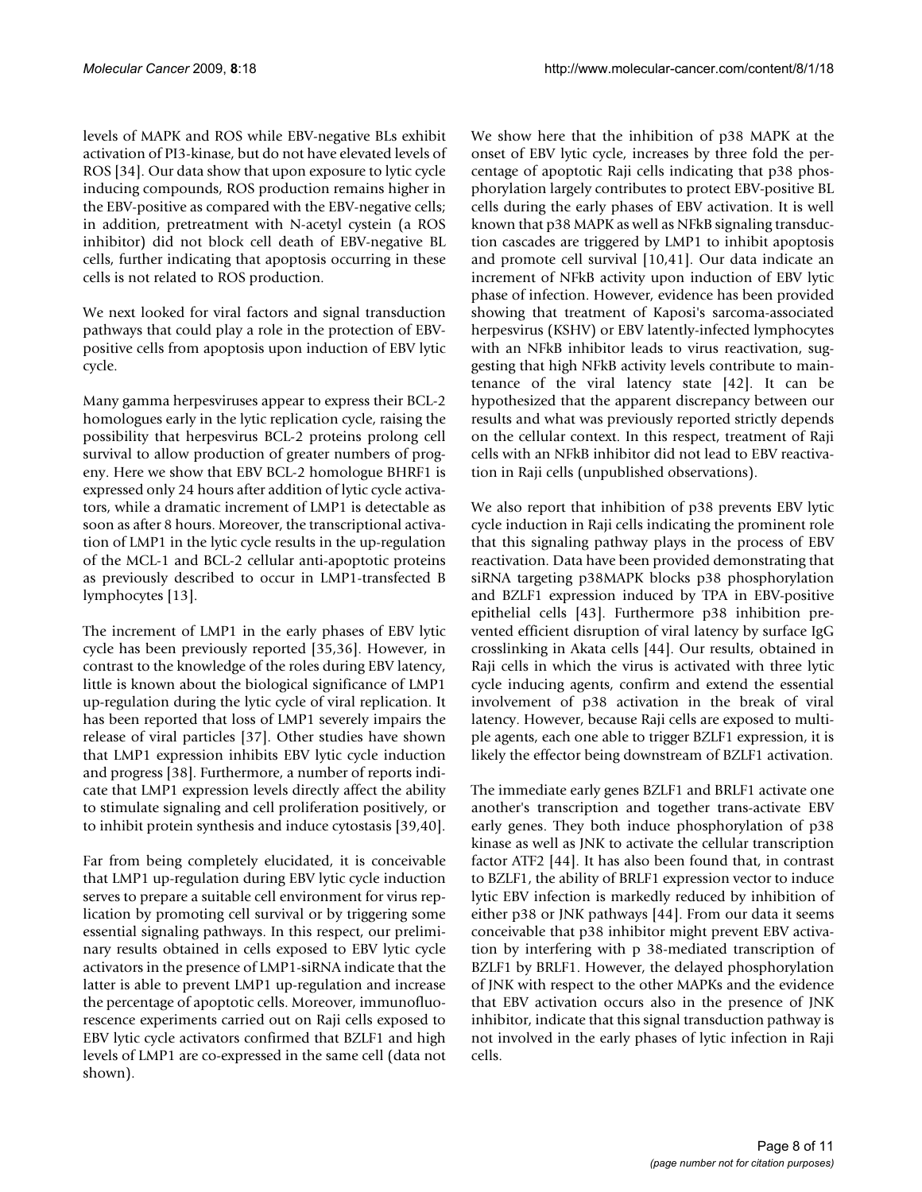levels of MAPK and ROS while EBV-negative BLs exhibit activation of PI3-kinase, but do not have elevated levels of ROS [34]. Our data show that upon exposure to lytic cycle inducing compounds, ROS production remains higher in the EBV-positive as compared with the EBV-negative cells; in addition, pretreatment with N-acetyl cystein (a ROS inhibitor) did not block cell death of EBV-negative BL cells, further indicating that apoptosis occurring in these cells is not related to ROS production.

We next looked for viral factors and signal transduction pathways that could play a role in the protection of EBV-positive cells from apoptosis upon induction of EBV lytic cycle.

Many gamma herpesviruses appear to express their BCL-2 homologues early in the lytic replication cycle, raising the possibility that herpesvirus BCL-2 proteins prolong cell survival to allow production of greater numbers of progeny. Here we show that EBV BCL-2 homologue BHRF1 is expressed only 24 hours after addition of lytic cycle activators, while a dramatic increment of LMP1 is detectable as soon as after 8 hours. Moreover, the transcriptional activation of LMP1 in the lytic cycle results in the up-regulation of the MCL-1 and BCL-2 cellular anti-apoptotic proteins as previously described to occur in LMP1-transfected B lymphocytes [13].

The increment of LMP1 in the early phases of EBV lytic cycle has been previously reported [35,36]. However, in contrast to the knowledge of the roles during EBV latency, little is known about the biological significance of LMP1 up-regulation during the lytic cycle of viral replication. It has been reported that loss of LMP1 severely impairs the release of viral particles [37]. Other studies have shown that LMP1 expression inhibits EBV lytic cycle induction and progress [38]. Furthermore, a number of reports indicate that LMP1 expression levels directly affect the ability to stimulate signaling and cell proliferation positively, or to inhibit protein synthesis and induce cytostasis [39,40].

Far from being completely elucidated, it is conceivable that LMP1 up-regulation during EBV lytic cycle induction serves to prepare a suitable cell environment for virus replication by promoting cell survival or by triggering some essential signaling pathways. In this respect, our preliminary results obtained in cells exposed to EBV lytic cycle activators in the presence of LMP1-siRNA indicate that the latter is able to prevent LMP1 up-regulation and increase the percentage of apoptotic cells. Moreover, immunofluorescence experiments carried out on Raji cells exposed to EBV lytic cycle activators confirmed that BZLF1 and high levels of LMP1 are co-expressed in the same cell (data not shown).

We show here that the inhibition of p38 MAPK at the onset of EBV lytic cycle, increases by three fold the percentage of apoptotic Raji cells indicating that p38 phosphorylation largely contributes to protect EBV-positive BL cells during the early phases of EBV activation. It is well known that p38 MAPK as well as NFkB signaling transduction cascades are triggered by LMP1 to inhibit apoptosis and promote cell survival [10,41]. Our data indicate an increment of NFkB activity upon induction of EBV lytic phase of infection. However, evidence has been provided showing that treatment of Kaposi's sarcoma-associated herpesvirus (KSHV) or EBV latently-infected lymphocytes with an NFkB inhibitor leads to virus reactivation, suggesting that high NFkB activity levels contribute to maintenance of the viral latency state [42]. It can be hypothesized that the apparent discrepancy between our results and what was previously reported strictly depends on the cellular context. In this respect, treatment of Raji cells with an NFkB inhibitor did not lead to EBV reactivation in Raji cells (unpublished observations).

We also report that inhibition of p38 prevents EBV lytic cycle induction in Raji cells indicating the prominent role that this signaling pathway plays in the process of EBV reactivation. Data have been provided demonstrating that siRNA targeting p38MAPK blocks p38 phosphorylation and BZLF1 expression induced by TPA in EBV-positive epithelial cells [43]. Furthermore p38 inhibition prevented efficient disruption of viral latency by surface IgG crosslinking in Akata cells [44]. Our results, obtained in Raji cells in which the virus is activated with three lytic cycle inducing agents, confirm and extend the essential involvement of p38 activation in the break of viral latency. However, because Raji cells are exposed to multiple agents, each one able to trigger BZLF1 expression, it is likely the effector being downstream of BZLF1 activation.

The immediate early genes BZLF1 and BRLF1 activate one another's transcription and together trans-activate EBV early genes. They both induce phosphorylation of p38 kinase as well as JNK to activate the cellular transcription factor ATF2 [44]. It has also been found that, in contrast to BZLF1, the ability of BRLF1 expression vector to induce lytic EBV infection is markedly reduced by inhibition of either p38 or JNK pathways [44]. From our data it seems conceivable that p38 inhibitor might prevent EBV activation by interfering with p 38-mediated transcription of BZLF1 by BRLF1. However, the delayed phosphorylation of JNK with respect to the other MAPKs and the evidence that EBV activation occurs also in the presence of JNK inhibitor, indicate that this signal transduction pathway is not involved in the early phases of lytic infection in Raji cells.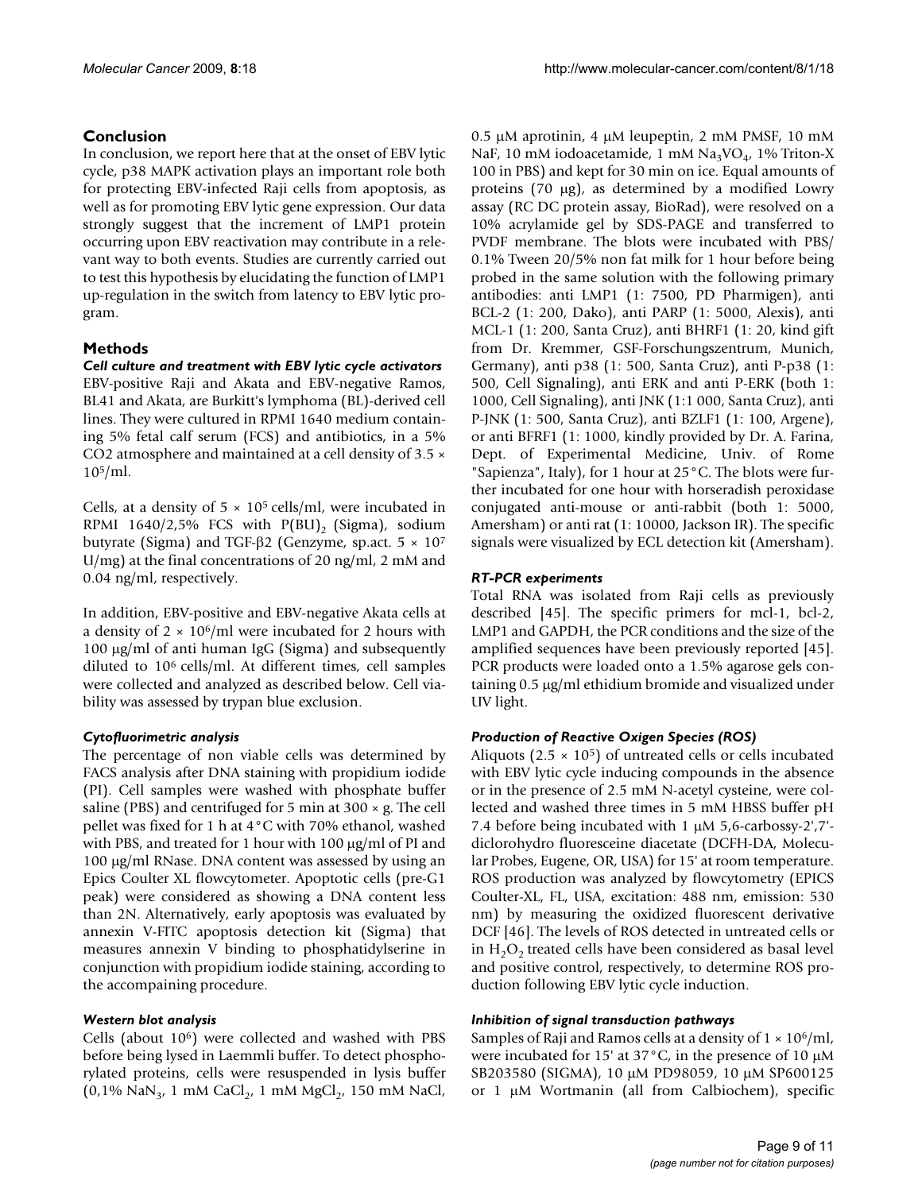## Conclusion

In conclusion, we report here that at the onset of EBV lytic cycle, p38 MAPK activation plays an important role both for protecting EBV-infected Raji cells from apoptosis, as well as for promoting EBV lytic gene expression. Our data strongly suggest that the increment of LMP1 protein occurring upon EBV reactivation may contribute in a relevant way to both events. Studies are currently carried out to test this hypothesis by elucidating the function of LMP1 up-regulation in the switch from latency to EBV lytic program.

## Methods

### *Cell culture and treatment with EBV lytic cycle activators*

EBV-positive Raji and Akata and EBV-negative Ramos, BL41 and Akata, are Burkitt's lymphoma (BL)-derived cell lines. They were cultured in RPMI 1640 medium containing 5% fetal calf serum (FCS) and antibiotics, in a 5% CO2 atmosphere and maintained at a cell density of $3.5 \times 10^5$/ml.

Cells, at a density of $5 \times 10^5$ cells/ml, were incubated in RPMI 1640/2,5% FCS with $P(BU)_2$ (Sigma), sodium butyrate (Sigma) and TGF-β2 (Genzyme, sp.act. $5 \times 10^7$ U/mg) at the final concentrations of 20 ng/ml, 2 mM and 0.04 ng/ml, respectively.

In addition, EBV-positive and EBV-negative Akata cells at a density of $2 \times 10^6$/ml were incubated for 2 hours with 100 μg/ml of anti human IgG (Sigma) and subsequently diluted to $10^6$ cells/ml. At different times, cell samples were collected and analyzed as described below. Cell viability was assessed by trypan blue exclusion.

### *Cytofluorimetric analysis*

The percentage of non viable cells was determined by FACS analysis after DNA staining with propidium iodide (PI). Cell samples were washed with phosphate buffer saline (PBS) and centrifuged for 5 min at 300 × g. The cell pellet was fixed for 1 h at 4°C with 70% ethanol, washed with PBS, and treated for 1 hour with 100 μg/ml of PI and 100 μg/ml RNase. DNA content was assessed by using an Epics Coulter XL flowcytometer. Apoptotic cells (pre-G1 peak) were considered as showing a DNA content less than 2N. Alternatively, early apoptosis was evaluated by annexin V-FITC apoptosis detection kit (Sigma) that measures annexin V binding to phosphatidylserine in conjunction with propidium iodide staining, according to the accompaining procedure.

### *Western blot analysis*

Cells (about $10^6$) were collected and washed with PBS before being lysed in Laemmli buffer. To detect phosphorylated proteins, cells were resuspended in lysis buffer (0,1% $NaN_3$, 1 mM $CaCl_2$, 1 mM $MgCl_2$, 150 mM NaCl, 0.5 μM aprotinin, 4 μM leupeptin, 2 mM PMSF, 10 mM NaF, 10 mM iodoacetamide, 1 mM $Na_3VO_4$, 1% Triton-X 100 in PBS) and kept for 30 min on ice. Equal amounts of proteins (70 μg), as determined by a modified Lowry assay (RC DC protein assay, BioRad), were resolved on a 10% acrylamide gel by SDS-PAGE and transferred to PVDF membrane. The blots were incubated with PBS/0.1% Tween 20/5% non fat milk for 1 hour before being probed in the same solution with the following primary antibodies: anti LMP1 (1: 7500, PD Pharmigen), anti BCL-2 (1: 200, Dako), anti PARP (1: 5000, Alexis), anti MCL-1 (1: 200, Santa Cruz), anti BHRF1 (1: 20, kind gift from Dr. Kremmer, GSF-Forschungszentrum, Munich, Germany), anti p38 (1: 500, Santa Cruz), anti P-p38 (1: 500, Cell Signaling), anti ERK and anti P-ERK (both 1: 1000, Cell Signaling), anti JNK (1:1 000, Santa Cruz), anti P-JNK (1: 500, Santa Cruz), anti BZLF1 (1: 100, Argene), or anti BFRF1 (1: 1000, kindly provided by Dr. A. Farina, Dept. of Experimental Medicine, Univ. of Rome "Sapienza", Italy), for 1 hour at 25°C. The blots were further incubated for one hour with horseradish peroxidase conjugated anti-mouse or anti-rabbit (both 1: 5000, Amersham) or anti rat (1: 10000, Jackson IR). The specific signals were visualized by ECL detection kit (Amersham).

### *RT-PCR experiments*

Total RNA was isolated from Raji cells as previously described [45]. The specific primers for mcl-1, bcl-2, LMP1 and GAPDH, the PCR conditions and the size of the amplified sequences have been previously reported [45]. PCR products were loaded onto a 1.5% agarose gels containing 0.5 μg/ml ethidium bromide and visualized under UV light.

### *Production of Reactive Oxygen Species (ROS)*

Aliquots ($2.5 \times 10^5$) of untreated cells or cells incubated with EBV lytic cycle inducing compounds in the absence or in the presence of 2.5 mM N-acetyl cysteine, were collected and washed three times in 5 mM HBSS buffer pH 7.4 before being incubated with 1 μM 5,6-carbossy-2',7'-diclorohydro fluoresceine diacetate (DCFH-DA, Molecular Probes, Eugene, OR, USA) for 15' at room temperature. ROS production was analyzed by flowcytometry (EPICS Coulter-XL, FL, USA, excitation: 488 nm, emission: 530 nm) by measuring the oxidized fluorescent derivative DCF [46]. The levels of ROS detected in untreated cells or in $H_2O_2$ treated cells have been considered as basal level and positive control, respectively, to determine ROS production following EBV lytic cycle induction.

### *Inhibition of signal transduction pathways*

Samples of Raji and Ramos cells at a density of $1 \times 10^6$/ml, were incubated for 15' at 37°C, in the presence of 10 μM SB203580 (SIGMA), 10 μM PD98059, 10 μM SP600125 or 1 μM Wortmanin (all from Calbiochem), specific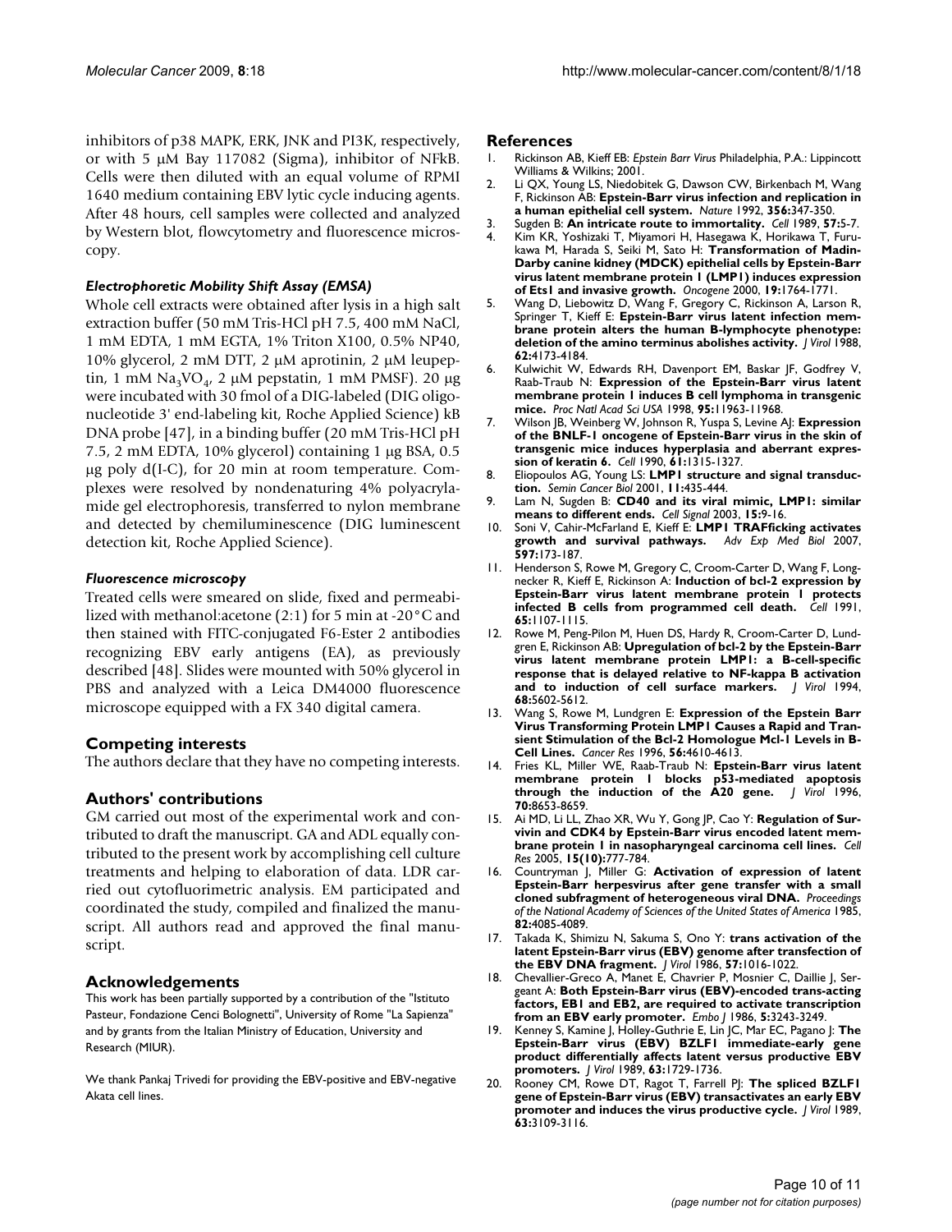inhibitors of p38 MAPK, ERK, JNK and PI3K, respectively, or with 5 μM Bay 117082 (Sigma), inhibitor of NFkB. Cells were then diluted with an equal volume of RPMI 1640 medium containing EBV lytic cycle inducing agents. After 48 hours, cell samples were collected and analyzed by Western blot, flowcytometry and fluorescence microscopy.

### *Electrophoretic Mobility Shift Assay (EMSA)*

Whole cell extracts were obtained after lysis in a high salt extraction buffer (50 mM Tris-HCl pH 7.5, 400 mM NaCl, 1 mM EDTA, 1 mM EGTA, 1% Triton X100, 0.5% NP40, 10% glycerol, 2 mM DTT, 2 μM aprotinin, 2 μM leupeptin, 1 mM $Na_3VO_4$, 2 μM pepstatin, 1 mM PMSF). 20 μg were incubated with 30 fmol of a DIG-labeled (DIG oligonucleotide 3' end-labeling kit, Roche Applied Science) kB DNA probe [47], in a binding buffer (20 mM Tris-HCl pH 7.5, 2 mM EDTA, 10% glycerol) containing 1 μg BSA, 0.5 μg poly d(I-C), for 20 min at room temperature. Complexes were resolved by nondenaturing 4% polyacrylamide gel electrophoresis, transferred to nylon membrane and detected by chemiluminescence (DIG luminescent detection kit, Roche Applied Science).

### *Fluorescence microscopy*

Treated cells were smeared on slide, fixed and permeabilized with methanol:acetone (2:1) for 5 min at -20°C and then stained with FITC-conjugated F6-Ester 2 antibodies recognizing EBV early antigens (EA), as previously described [48]. Slides were mounted with 50% glycerol in PBS and analyzed with a Leica DM4000 fluorescence microscope equipped with a FX 340 digital camera.

## Competing interests

The authors declare that they have no competing interests.

## Authors' contributions

GM carried out most of the experimental work and contributed to draft the manuscript. GA and ADL equally contributed to the present work by accomplishing cell culture treatments and helping to elaboration of data. LDR carried out cytofluorimetric analysis. EM participated and coordinated the study, compiled and finalized the manuscript. All authors read and approved the final manuscript.

## Acknowledgements

This work has been partially supported by a contribution of the "Istituto Pasteur, Fondazione Cenci Bolognetti", University of Rome "La Sapienza" and by grants from the Italian Ministry of Education, University and Research (MIUR).

We thank Pankaj Trivedi for providing the EBV-positive and EBV-negative Akata cell lines.

## References

1. Rickinson AB, Kieff EB: *Epstein Barr Virus* Philadelphia, P.A.: Lippincott Williams & Wilkins; 2001.
2. Li QX, Young LS, Niedobitek G, Dawson CW, Birkenbach M, Wang F, Rickinson AB: **Epstein-Barr virus infection and replication in a human epithelial cell system.** *Nature* 1992, **356:**347-350.
3. Sugden B: **An intricate route to immortality.** *Cell* 1989, **57:**5-7.
4. Kim KR, Yoshizaki T, Miyamori H, Hasegawa K, Horikawa T, Furukawa M, Harada S, Seiki M, Sato H: **Transformation of Madin-Darby canine kidney (MDCK) epithelial cells by Epstein-Barr virus latent membrane protein 1 (LMP1) induces expression of Ets1 and invasive growth.** *Oncogene* 2000, **19:**1764-1771.
5. Wang D, Liebowitz D, Wang F, Gregory C, Rickinson A, Larson R, Springer T, Kieff E: **Epstein-Barr virus latent infection membrane protein alters the human B-lymphocyte phenotype: deletion of the amino terminus abolishes activity.** *J Virol* 1988, **62:**4173-4184.
6. Kulwichit W, Edwards RH, Davenport EM, Baskar JF, Godfrey V, Raab-Traub N: **Expression of the Epstein-Barr virus latent membrane protein 1 induces B cell lymphoma in transgenic mice.** *Proc Natl Acad Sci USA* 1998, **95:**11963-11968.
7. Wilson JB, Weinberg W, Johnson R, Yuspa S, Levine AJ: **Expression of the BNLF-1 oncogene of Epstein-Barr virus in the skin of transgenic mice induces hyperplasia and aberrant expression of keratin 6.** *Cell* 1990, **61:**1315-1327.
8. Eliopoulos AG, Young LS: **LMP1 structure and signal transduction.** *Semin Cancer Biol* 2001, **11:**435-444.
9. Lam N, Sugden B: **CD40 and its viral mimic, LMP1: similar means to different ends.** *Cell Signal* 2003, **15:**9-16.
10. Soni V, Cahir-McFarland E, Kieff E: **LMP1 TRAFficking activates growth and survival pathways.** *Adv Exp Med Biol* 2007, **597:**173-187.
11. Henderson S, Rowe M, Gregory C, Croom-Carter D, Wang F, Longnecker R, Kieff E, Rickinson A: **Induction of bcl-2 expression by Epstein-Barr virus latent membrane protein 1 protects infected B cells from programmed cell death.** *Cell* 1991, **65:**1107-1115.
12. Rowe M, Peng-Pilon M, Huen DS, Hardy R, Croom-Carter D, Lundgren E, Rickinson AB: **Upregulation of bcl-2 by the Epstein-Barr virus latent membrane protein LMP1: a B-cell-specific response that is delayed relative to NF-kappa B activation and to induction of cell surface markers.** *J Virol* 1994, **68:**5602-5612.
13. Wang S, Rowe M, Lundgren E: **Expression of the Epstein Barr Virus Transforming Protein LMP1 Causes a Rapid and Transient Stimulation of the Bcl-2 Homologue Mcl-1 Levels in B-Cell Lines.** *Cancer Res* 1996, **56:**4610-4613.
14. Fries KL, Miller WE, Raab-Traub N: **Epstein-Barr virus latent membrane protein 1 blocks p53-mediated apoptosis through the induction of the A20 gene.** *J Virol* 1996, **70:**8653-8659.
15. Ai MD, Li LL, Zhao XR, Wu Y, Gong JP, Cao Y: **Regulation of Survivin and CDK4 by Epstein-Barr virus encoded latent membrane protein 1 in nasopharyngeal carcinoma cell lines.** *Cell Res* 2005, **15(10):**777-784.
16. Countryman J, Miller G: **Activation of expression of latent Epstein-Barr herpesvirus after gene transfer with a small cloned subfragment of heterogeneous viral DNA.** *Proceedings of the National Academy of Sciences of the United States of America* 1985, **82:**4085-4089.
17. Takada K, Shimizu N, Sakuma S, Ono Y: **trans activation of the latent Epstein-Barr virus (EBV) genome after transfection of the EBV DNA fragment.** *J Virol* 1986, **57:**1016-1022.
18. Chevallier-Greco A, Manet E, Chavrier P, Mosnier C, Daillie J, Sergeant A: **Both Epstein-Barr virus (EBV)-encoded trans-acting factors, EB1 and EB2, are required to activate transcription from an EBV early promoter.** *Embo J* 1986, **5:**3243-3249.
19. Kenney S, Kamine J, Holley-Guthrie E, Lin JC, Mar EC, Pagano J: **The Epstein-Barr virus (EBV) BZLF1 immediate-early gene product differentially affects latent versus productive EBV promoters.** *J Virol* 1989, **63:**1729-1736.
20. Rooney CM, Rowe DT, Ragot T, Farrell PJ: **The spliced BZLF1 gene of Epstein-Barr virus (EBV) transactivates an early EBV promoter and induces the virus productive cycle.** *J Virol* 1989, **63:**3109-3116.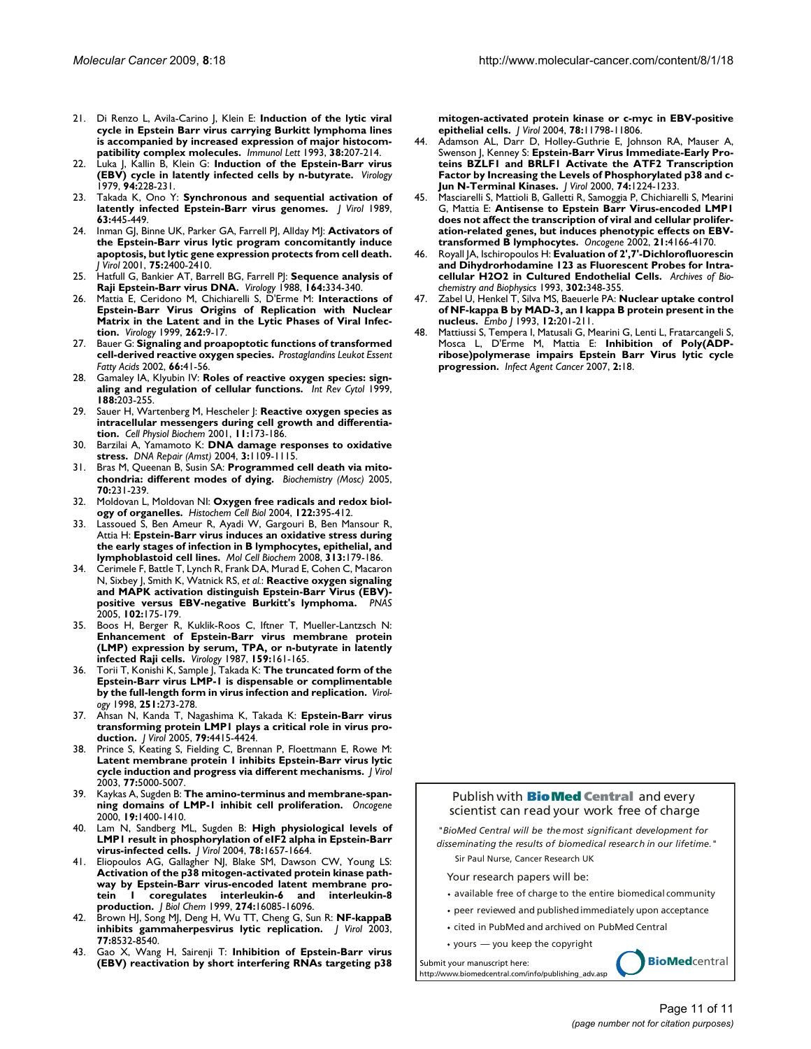21. Di Renzo L, Avila-Carino J, Klein E: **Induction of the lytic viral cycle in Epstein Barr virus carrying Burkitt lymphoma lines is accompanied by increased expression of major histocompatibility complex molecules.** *Immunol Lett* 1993, **38:**207-214.
22. Luka J, Kallin B, Klein G: **Induction of the Epstein-Barr virus (EBV) cycle in latently infected cells by n-butyrate.** *Virology* 1979, **94:**228-231.
23. Takada K, Ono Y: **Synchronous and sequential activation of latently infected Epstein-Barr virus genomes.** *J Virol* 1989, **63:**445-449.
24. Inman GJ, Binne UK, Parker GA, Farrell PJ, Allday MJ: **Activators of the Epstein-Barr virus lytic program concomitantly induce apoptosis, but lytic gene expression protects from cell death.** *J Virol* 2001, **75:**2400-2410.
25. Hatfull G, Bankier AT, Barrell BG, Farrell PJ: **Sequence analysis of Raji Epstein-Barr virus DNA.** *Virology* 1988, **164:**334-340.
26. Mattia E, Ceridono M, Chichiarelli S, D'Erme M: **Interactions of Epstein-Barr Virus Origins of Replication with Nuclear Matrix in the Latent and in the Lytic Phases of Viral Infection.** *Virology* 1999, **262:**9-17.
27. Bauer G: **Signaling and proapoptotic functions of transformed cell-derived reactive oxygen species.** *Prostaglandins Leukot Essent Fatty Acids* 2002, **66:**41-56.
28. Gamaley IA, Klyubin IV: **Roles of reactive oxygen species: signaling and regulation of cellular functions.** *Int Rev Cytol* 1999, **188:**203-255.
29. Sauer H, Wartenberg M, Hescheler J: **Reactive oxygen species as intracellular messengers during cell growth and differentiation.** *Cell Physiol Biochem* 2001, **11:**173-186.
30. Barzilai A, Yamamoto K: **DNA damage responses to oxidative stress.** *DNA Repair (Amst)* 2004, **3:**1109-1115.
31. Bras M, Queenan B, Susin SA: **Programmed cell death via mitochondria: different modes of dying.** *Biochemistry (Mosc)* 2005, **70:**231-239.
32. Moldovan L, Moldovan NI: **Oxygen free radicals and redox biology of organelles.** *Histochem Cell Biol* 2004, **122:**395-412.
33. Lassoued S, Ben Ameur R, Ayadi W, Gargouri B, Ben Mansour R, Attia H: **Epstein-Barr virus induces an oxidative stress during the early stages of infection in B lymphocytes, epithelial, and lymphoblastoid cell lines.** *Mol Cell Biochem* 2008, **313:**179-186.
34. Cerimele F, Battle T, Lynch R, Frank DA, Murad E, Cohen C, Macaron N, Sixbey J, Smith K, Watnick RS, *et al.*: **Reactive oxygen signaling and MAPK activation distinguish Epstein-Barr Virus (EBV)-positive versus EBV-negative Burkitt's lymphoma.** *PNAS* 2005, **102:**175-179.
35. Boos H, Berger R, Kuklik-Roos C, Iftner T, Mueller-Lantzsch N: **Enhancement of Epstein-Barr virus membrane protein (LMP) expression by serum, TPA, or n-butyrate in latently infected Raji cells.** *Virology* 1987, **159:**161-165.
36. Torii T, Konishi K, Sample J, Takada K: **The truncated form of the Epstein-Barr virus LMP-1 is dispensable or complimentable by the full-length form in virus infection and replication.** *Virology* 1998, **251:**273-278.
37. Ahsan N, Kanda T, Nagashima K, Takada K: **Epstein-Barr virus transforming protein LMP1 plays a critical role in virus production.** *J Virol* 2005, **79:**4415-4424.
38. Prince S, Keating S, Fielding C, Brennan P, Floettmann E, Rowe M: **Latent membrane protein 1 inhibits Epstein-Barr virus lytic cycle induction and progress via different mechanisms.** *J Virol* 2003, **77:**5000-5007.
39. Kaykas A, Sugden B: **The amino-terminus and membrane-spanning domains of LMP-1 inhibit cell proliferation.** *Oncogene* 2000, **19:**1400-1410.
40. Lam N, Sandberg ML, Sugden B: **High physiological levels of LMP1 result in phosphorylation of eIF2 alpha in Epstein-Barr virus-infected cells.** *J Virol* 2004, **78:**1657-1664.
41. Eliopoulos AG, Gallagher NJ, Blake SM, Dawson CW, Young LS: **Activation of the p38 mitogen-activated protein kinase pathway by Epstein-Barr virus-encoded latent membrane protein 1 coregulates interleukin-6 and interleukin-8 production.** *J Biol Chem* 1999, **274:**16085-16096.
42. Brown HJ, Song MJ, Deng H, Wu TT, Cheng G, Sun R: **NF-kappaB inhibits gammaherpesvirus lytic replication.** *J Virol* 2003, **77:**8532-8540.
43. Gao X, Wang H, Sairenji T: **Inhibition of Epstein-Barr virus (EBV) reactivation by short interfering RNAs targeting p38 mitogen-activated protein kinase or c-myc in EBV-positive epithelial cells.** *J Virol* 2004, **78:**11798-11806.
44. Adamson AL, Darr D, Holley-Guthrie E, Johnson RA, Mauser A, Swenson J, Kenney S: **Epstein-Barr Virus Immediate-Early Proteins BZLF1 and BRLF1 Activate the ATF2 Transcription Factor by Increasing the Levels of Phosphorylated p38 and c-Jun N-Terminal Kinases.** *J Virol* 2000, **74:**1224-1233.
45. Masciarelli S, Mattioli B, Galletti R, Samoggia P, Chichiarelli S, Mearini G, Mattia E: **Antisense to Epstein Barr Virus-encoded LMP1 does not affect the transcription of viral and cellular proliferation-related genes, but induces phenotypic effects on EBV-transformed B lymphocytes.** *Oncogene* 2002, **21:**4166-4170.
46. Royall JA, Ischiropoulos H: **Evaluation of 2',7'-Dichlorofluorescin and Dihydrorhodamine 123 as Fluorescent Probes for Intracellular H2O2 in Cultured Endothelial Cells.** *Archives of Biochemistry and Biophysics* 1993, **302:**348-355.
47. Zabel U, Henkel T, Silva MS, Baeuerle PA: **Nuclear uptake control of NF-kappa B by MAD-3, an I kappa B protein present in the nucleus.** *Embo J* 1993, **12:**201-211.
48. Mattiussi S, Tempera I, Matusali G, Mearini G, Lenti L, Fratarcangeli S, Mosca L, D'Erme M, Mattia E: **Inhibition of Poly(ADP-ribose)polymerase impairs Epstein Barr Virus lytic cycle progression.** *Infect Agent Cancer* 2007, **2:**18.

Publish with **BioMed Central** and every scientist can read your work free of charge

*"BioMed Central will be the most significant development for disseminating the results of biomedical research in our lifetime."*

Sir Paul Nurse, Cancer Research UK

Your research papers will be:

- available free of charge to the entire biomedical community
- peer reviewed and published immediately upon acceptance
- cited in PubMed and archived on PubMed Central
- yours — you keep the copyright

Submit your manuscript here:
http://www.biomedcentral.com/info/publishing_adv.asp

BioMedcentral